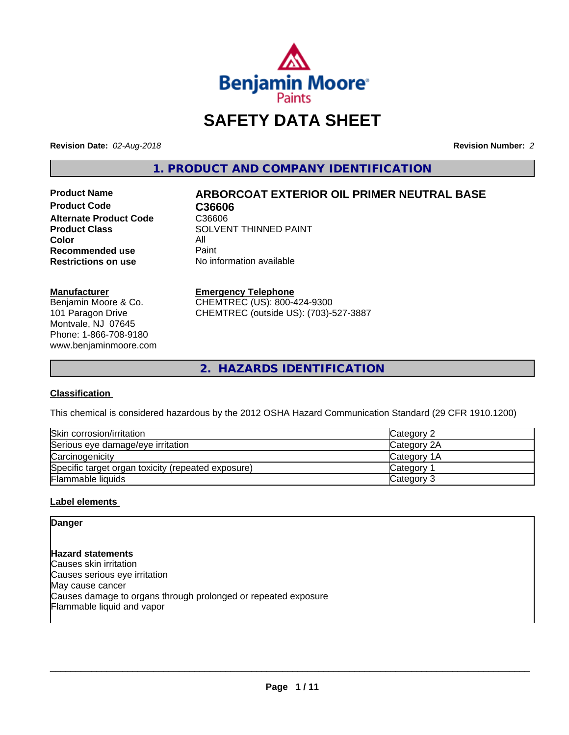# SAFETY DATA SHEET

**Revision Date:** *02-Aug-2018*

**Revision Number:** *2*

## 1. PRODUCT AND COMPANY IDENTIFICATION

| | |
|---|---|
| **Product Name** | **ARBORCOAT EXTERIOR OIL PRIMER NEUTRAL BASE** |
| **Product Code** | **C36606** |
| **Alternate Product Code** | C36606 |
| **Product Class** | SOLVENT THINNED PAINT |
| **Color** | All |
| **Recommended use** | Paint |
| **Restrictions on use** | No information available |

**Manufacturer**
Benjamin Moore & Co.
101 Paragon Drive
Montvale, NJ 07645
Phone: 1-866-708-9180
www.benjaminmoore.com

**Emergency Telephone**
CHEMTREC (US): 800-424-9300
CHEMTREC (outside US): (703)-527-3887

## 2. HAZARDS IDENTIFICATION

### Classification

This chemical is considered hazardous by the 2012 OSHA Hazard Communication Standard (29 CFR 1910.1200)

| | |
|---|---|
| Skin corrosion/irritation | Category 2 |
| Serious eye damage/eye irritation | Category 2A |
| Carcinogenicity | Category 1A |
| Specific target organ toxicity (repeated exposure) | Category 1 |
| Flammable liquids | Category 3 |

### Label elements

**Danger**

**Hazard statements**
Causes skin irritation
Causes serious eye irritation
May cause cancer
Causes damage to organs through prolonged or repeated exposure
Flammable liquid and vapor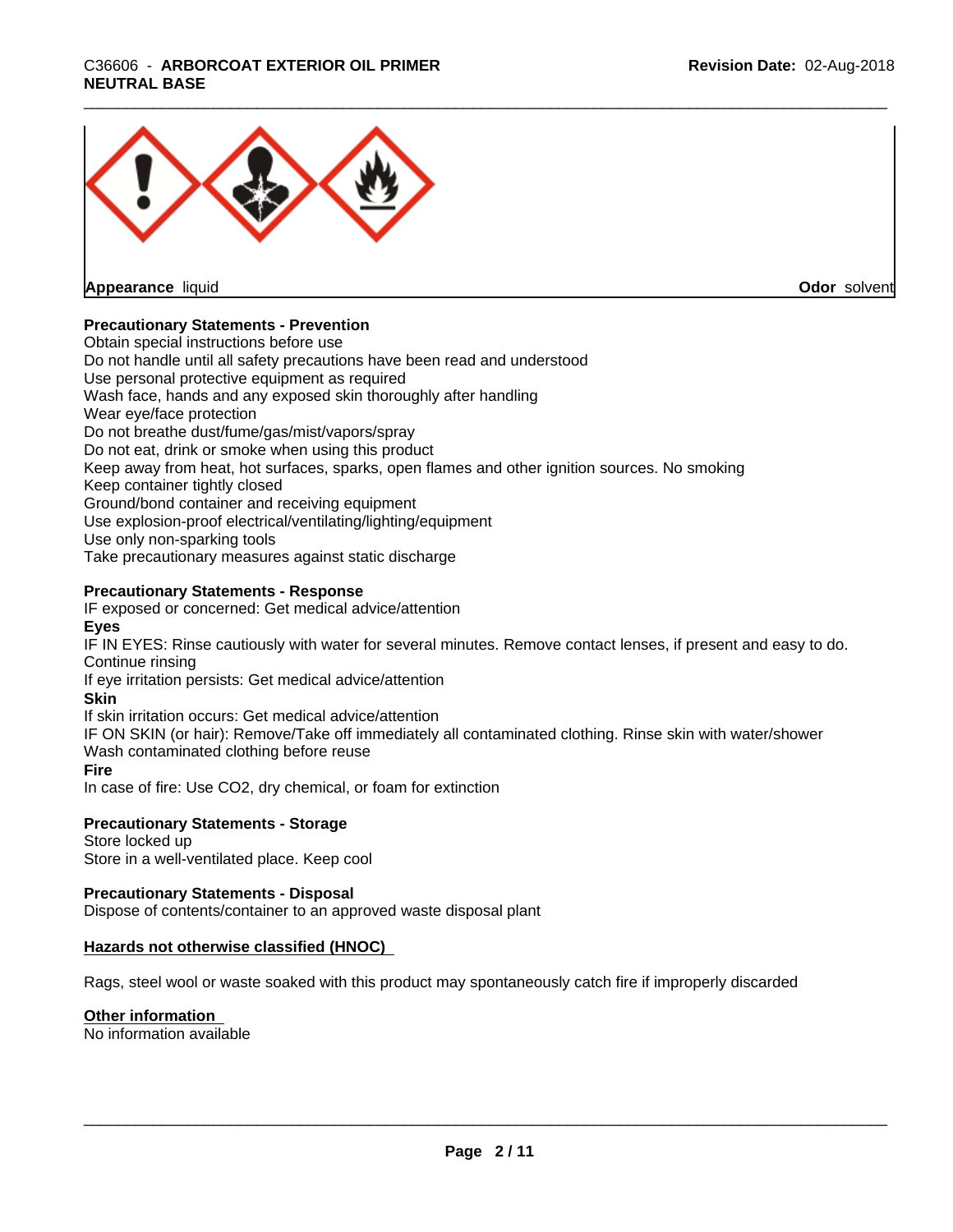**Appearance** liquid

**Odor** solvent

**Precautionary Statements - Prevention**

Obtain special instructions before use
Do not handle until all safety precautions have been read and understood
Use personal protective equipment as required
Wash face, hands and any exposed skin thoroughly after handling
Wear eye/face protection
Do not breathe dust/fume/gas/mist/vapors/spray
Do not eat, drink or smoke when using this product
Keep away from heat, hot surfaces, sparks, open flames and other ignition sources. No smoking
Keep container tightly closed
Ground/bond container and receiving equipment
Use explosion-proof electrical/ventilating/lighting/equipment
Use only non-sparking tools
Take precautionary measures against static discharge

**Precautionary Statements - Response**

IF exposed or concerned: Get medical advice/attention

**Eyes**

IF IN EYES: Rinse cautiously with water for several minutes. Remove contact lenses, if present and easy to do. Continue rinsing
If eye irritation persists: Get medical advice/attention

**Skin**

If skin irritation occurs: Get medical advice/attention
IF ON SKIN (or hair): Remove/Take off immediately all contaminated clothing. Rinse skin with water/shower
Wash contaminated clothing before reuse

**Fire**

In case of fire: Use CO2, dry chemical, or foam for extinction

**Precautionary Statements - Storage**

Store locked up
Store in a well-ventilated place. Keep cool

**Precautionary Statements - Disposal**

Dispose of contents/container to an approved waste disposal plant

**Hazards not otherwise classified (HNOC)**

Rags, steel wool or waste soaked with this product may spontaneously catch fire if improperly discarded

**Other information**

No information available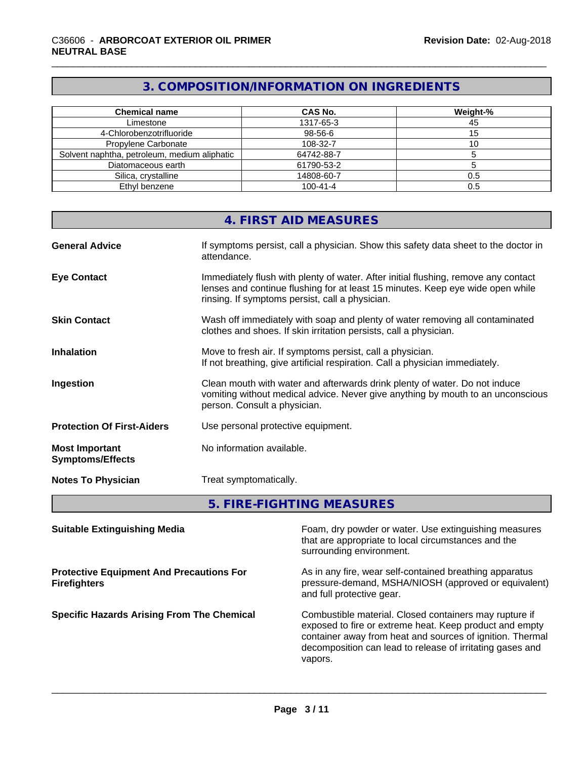## 3. COMPOSITION/INFORMATION ON INGREDIENTS

| Chemical name | CAS No. | Weight-% |
|---|---|---|
| Limestone | 1317-65-3 | 45 |
| 4-Chlorobenzotrifluoride | 98-56-6 | 15 |
| Propylene Carbonate | 108-32-7 | 10 |
| Solvent naphtha, petroleum, medium aliphatic | 64742-88-7 | 5 |
| Diatomaceous earth | 61790-53-2 | 5 |
| Silica, crystalline | 14808-60-7 | 0.5 |
| Ethyl benzene | 100-41-4 | 0.5 |

## 4. FIRST AID MEASURES

**General Advice**
If symptoms persist, call a physician. Show this safety data sheet to the doctor in attendance.

**Eye Contact**
Immediately flush with plenty of water. After initial flushing, remove any contact lenses and continue flushing for at least 15 minutes. Keep eye wide open while rinsing. If symptoms persist, call a physician.

**Skin Contact**
Wash off immediately with soap and plenty of water removing all contaminated clothes and shoes. If skin irritation persists, call a physician.

**Inhalation**
Move to fresh air. If symptoms persist, call a physician.
If not breathing, give artificial respiration. Call a physician immediately.

**Ingestion**
Clean mouth with water and afterwards drink plenty of water. Do not induce vomiting without medical advice. Never give anything by mouth to an unconscious person. Consult a physician.

**Protection Of First-Aiders**
Use personal protective equipment.

**Most Important Symptoms/Effects**
No information available.

**Notes To Physician**
Treat symptomatically.

## 5. FIRE-FIGHTING MEASURES

**Suitable Extinguishing Media**
Foam, dry powder or water. Use extinguishing measures that are appropriate to local circumstances and the surrounding environment.

**Protective Equipment And Precautions For Firefighters**
As in any fire, wear self-contained breathing apparatus pressure-demand, MSHA/NIOSH (approved or equivalent) and full protective gear.

**Specific Hazards Arising From The Chemical**
Combustible material. Closed containers may rupture if exposed to fire or extreme heat. Keep product and empty container away from heat and sources of ignition. Thermal decomposition can lead to release of irritating gases and vapors.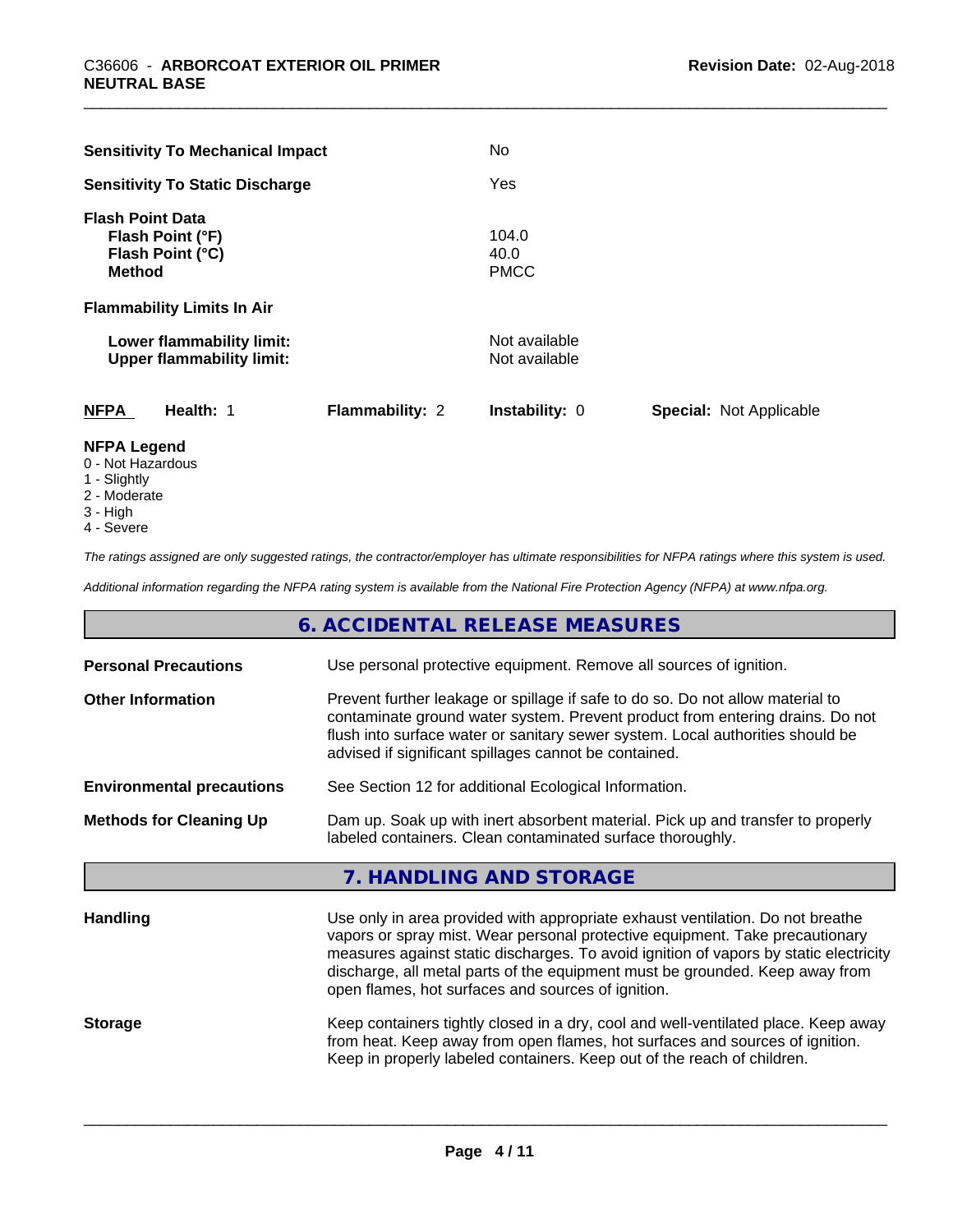| | |
|---|---|
| **Sensitivity To Mechanical Impact** | No |
| **Sensitivity To Static Discharge** | Yes |

**Flash Point Data**

| | |
|---|---|
| **Flash Point (°F)** | 104.0 |
| **Flash Point (°C)** | 40.0 |
| **Method** | PMCC |

**Flammability Limits In Air**

| | |
|---|---|
| **Lower flammability limit:** | Not available |
| **Upper flammability limit:** | Not available |

| **NFPA** | **Health:** 1 | **Flammability:** 2 | **Instability:** 0 | **Special:** Not Applicable |
|---|---|---|---|---|

**NFPA Legend**

0 - Not Hazardous
1 - Slightly
2 - Moderate
3 - High
4 - Severe

*The ratings assigned are only suggested ratings, the contractor/employer has ultimate responsibilities for NFPA ratings where this system is used.*

*Additional information regarding the NFPA rating system is available from the National Fire Protection Agency (NFPA) at www.nfpa.org.*

## 6. ACCIDENTAL RELEASE MEASURES

| | |
|---|---|
| **Personal Precautions** | Use personal protective equipment. Remove all sources of ignition. |
| **Other Information** | Prevent further leakage or spillage if safe to do so. Do not allow material to contaminate ground water system. Prevent product from entering drains. Do not flush into surface water or sanitary sewer system. Local authorities should be advised if significant spillages cannot be contained. |
| **Environmental precautions** | See Section 12 for additional Ecological Information. |
| **Methods for Cleaning Up** | Dam up. Soak up with inert absorbent material. Pick up and transfer to properly labeled containers. Clean contaminated surface thoroughly. |

## 7. HANDLING AND STORAGE

| | |
|---|---|
| **Handling** | Use only in area provided with appropriate exhaust ventilation. Do not breathe vapors or spray mist. Wear personal protective equipment. Take precautionary measures against static discharges. To avoid ignition of vapors by static electricity discharge, all metal parts of the equipment must be grounded. Keep away from open flames, hot surfaces and sources of ignition. |
| **Storage** | Keep containers tightly closed in a dry, cool and well-ventilated place. Keep away from heat. Keep away from open flames, hot surfaces and sources of ignition. Keep in properly labeled containers. Keep out of the reach of children. |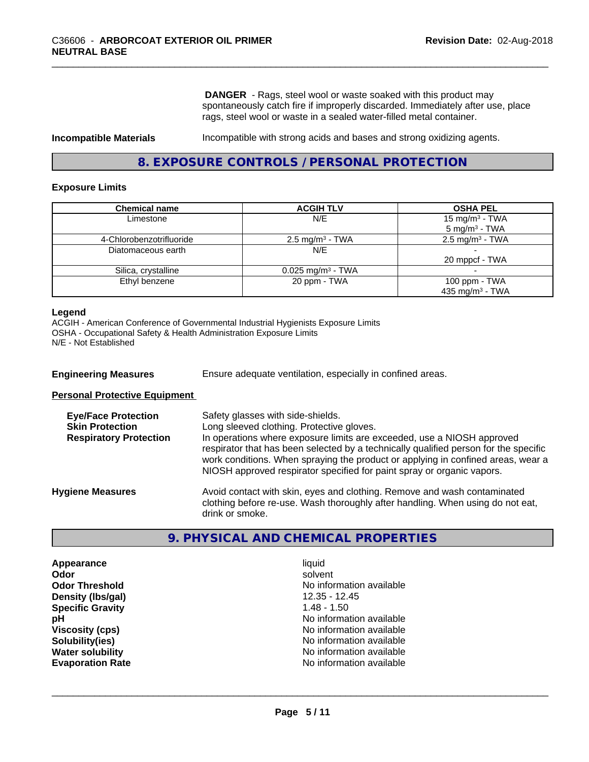**DANGER** - Rags, steel wool or waste soaked with this product may spontaneously catch fire if improperly discarded. Immediately after use, place rags, steel wool or waste in a sealed water-filled metal container.

**Incompatible Materials** Incompatible with strong acids and bases and strong oxidizing agents.

## 8. EXPOSURE CONTROLS / PERSONAL PROTECTION

### Exposure Limits

| Chemical name | ACGIH TLV | OSHA PEL |
|---|---|---|
| Limestone | N/E | 15 mg/m³ - TWA<br>5 mg/m³ - TWA |
| 4-Chlorobenzotrifluoride | 2.5 mg/m³ - TWA | 2.5 mg/m³ - TWA |
| Diatomaceous earth | N/E | -<br>20 mppcf - TWA |
| Silica, crystalline | 0.025 mg/m³ - TWA | - |
| Ethyl benzene | 20 ppm - TWA | 100 ppm - TWA<br>435 mg/m³ - TWA |

**Legend**
ACGIH - American Conference of Governmental Industrial Hygienists Exposure Limits
OSHA - Occupational Safety & Health Administration Exposure Limits
N/E - Not Established

**Engineering Measures** Ensure adequate ventilation, especially in confined areas.

**Personal Protective Equipment**

**Eye/Face Protection** Safety glasses with side-shields.

**Skin Protection** Long sleeved clothing. Protective gloves.

**Respiratory Protection** In operations where exposure limits are exceeded, use a NIOSH approved respirator that has been selected by a technically qualified person for the specific work conditions. When spraying the product or applying in confined areas, wear a NIOSH approved respirator specified for paint spray or organic vapors.

**Hygiene Measures** Avoid contact with skin, eyes and clothing. Remove and wash contaminated clothing before re-use. Wash thoroughly after handling. When using do not eat, drink or smoke.

## 9. PHYSICAL AND CHEMICAL PROPERTIES

| | |
|---|---|
| **Appearance** | liquid |
| **Odor** | solvent |
| **Odor Threshold** | No information available |
| **Density (lbs/gal)** | 12.35 - 12.45 |
| **Specific Gravity** | 1.48 - 1.50 |
| **pH** | No information available |
| **Viscosity (cps)** | No information available |
| **Solubility(ies)** | No information available |
| **Water solubility** | No information available |
| **Evaporation Rate** | No information available |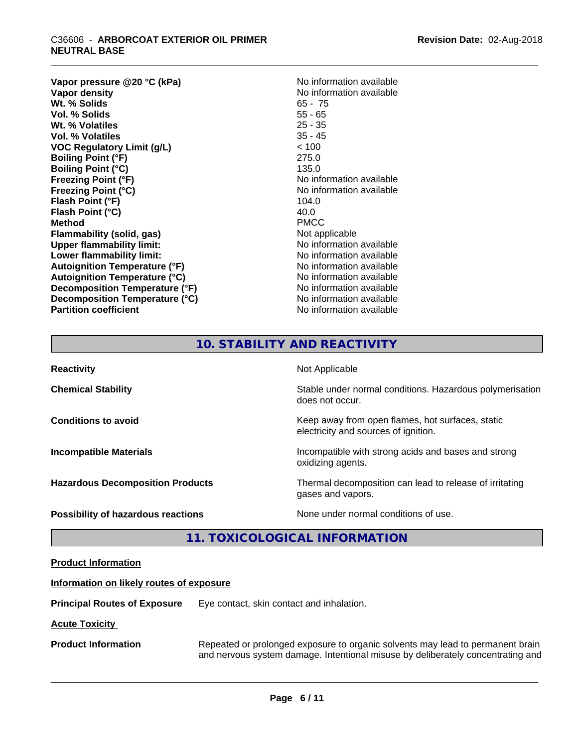| Property | Value |
|---|---|
| **Vapor pressure @20 °C (kPa)** | No information available |
| **Vapor density** | No information available |
| **Wt. % Solids** | 65 - 75 |
| **Vol. % Solids** | 55 - 65 |
| **Wt. % Volatiles** | 25 - 35 |
| **Vol. % Volatiles** | 35 - 45 |
| **VOC Regulatory Limit (g/L)** | < 100 |
| **Boiling Point (°F)** | 275.0 |
| **Boiling Point (°C)** | 135.0 |
| **Freezing Point (°F)** | No information available |
| **Freezing Point (°C)** | No information available |
| **Flash Point (°F)** | 104.0 |
| **Flash Point (°C)** | 40.0 |
| **Method** | PMCC |
| **Flammability (solid, gas)** | Not applicable |
| **Upper flammability limit:** | No information available |
| **Lower flammability limit:** | No information available |
| **Autoignition Temperature (°F)** | No information available |
| **Autoignition Temperature (°C)** | No information available |
| **Decomposition Temperature (°F)** | No information available |
| **Decomposition Temperature (°C)** | No information available |
| **Partition coefficient** | No information available |

## 10. STABILITY AND REACTIVITY

**Reactivity**: Not Applicable

**Chemical Stability**: Stable under normal conditions. Hazardous polymerisation does not occur.

**Conditions to avoid**: Keep away from open flames, hot surfaces, static electricity and sources of ignition.

**Incompatible Materials**: Incompatible with strong acids and bases and strong oxidizing agents.

**Hazardous Decomposition Products**: Thermal decomposition can lead to release of irritating gases and vapors.

**Possibility of hazardous reactions**: None under normal conditions of use.

## 11. TOXICOLOGICAL INFORMATION

**Product Information**

**Information on likely routes of exposure**

**Principal Routes of Exposure**: Eye contact, skin contact and inhalation.

**Acute Toxicity**

**Product Information**: Repeated or prolonged exposure to organic solvents may lead to permanent brain and nervous system damage. Intentional misuse by deliberately concentrating and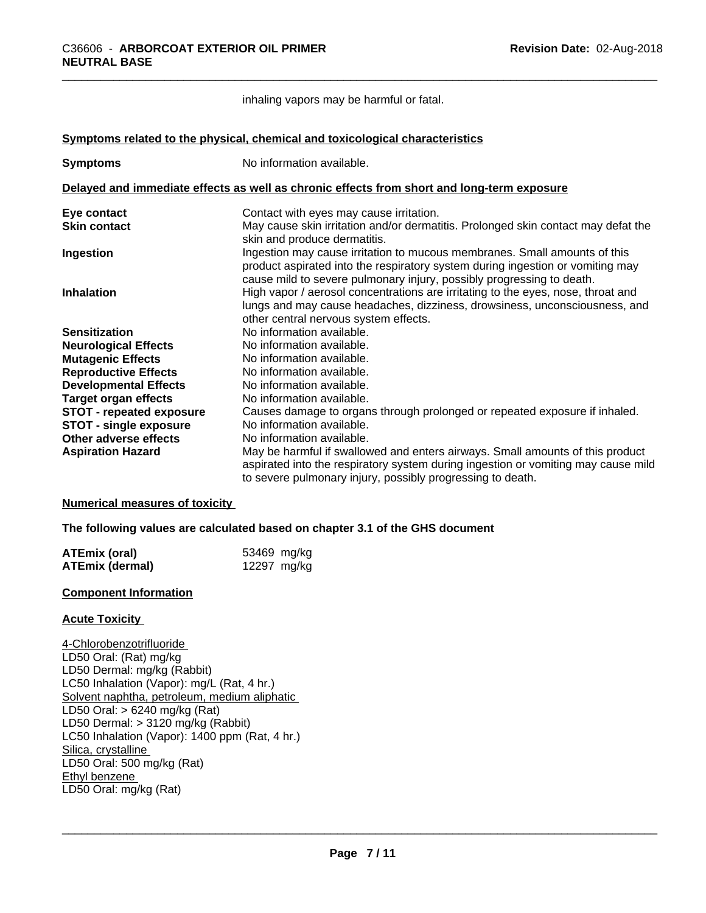inhaling vapors may be harmful or fatal.

**Symptoms related to the physical, chemical and toxicological characteristics**

| | |
|---|---|
| **Symptoms** | No information available. |

**Delayed and immediate effects as well as chronic effects from short and long-term exposure**

| | |
|---|---|
| **Eye contact** | Contact with eyes may cause irritation. |
| **Skin contact** | May cause skin irritation and/or dermatitis. Prolonged skin contact may defat the skin and produce dermatitis. |
| **Ingestion** | Ingestion may cause irritation to mucous membranes. Small amounts of this product aspirated into the respiratory system during ingestion or vomiting may cause mild to severe pulmonary injury, possibly progressing to death. |
| **Inhalation** | High vapor / aerosol concentrations are irritating to the eyes, nose, throat and lungs and may cause headaches, dizziness, drowsiness, unconsciousness, and other central nervous system effects. |
| **Sensitization** | No information available. |
| **Neurological Effects** | No information available. |
| **Mutagenic Effects** | No information available. |
| **Reproductive Effects** | No information available. |
| **Developmental Effects** | No information available. |
| **Target organ effects** | No information available. |
| **STOT - repeated exposure** | Causes damage to organs through prolonged or repeated exposure if inhaled. |
| **STOT - single exposure** | No information available. |
| **Other adverse effects** | No information available. |
| **Aspiration Hazard** | May be harmful if swallowed and enters airways. Small amounts of this product aspirated into the respiratory system during ingestion or vomiting may cause mild to severe pulmonary injury, possibly progressing to death. |

**Numerical measures of toxicity**

**The following values are calculated based on chapter 3.1 of the GHS document**

| | |
|---|---|
| **ATEmix (oral)** | 53469 mg/kg |
| **ATEmix (dermal)** | 12297 mg/kg |

**Component Information**

**Acute Toxicity**

4-Chlorobenzotrifluoride
LD50 Oral: (Rat) mg/kg
LD50 Dermal: mg/kg (Rabbit)
LC50 Inhalation (Vapor): mg/L (Rat, 4 hr.)
Solvent naphtha, petroleum, medium aliphatic
LD50 Oral: > 6240 mg/kg (Rat)
LD50 Dermal: > 3120 mg/kg (Rabbit)
LC50 Inhalation (Vapor): 1400 ppm (Rat, 4 hr.)
Silica, crystalline
LD50 Oral: 500 mg/kg (Rat)
Ethyl benzene
LD50 Oral: mg/kg (Rat)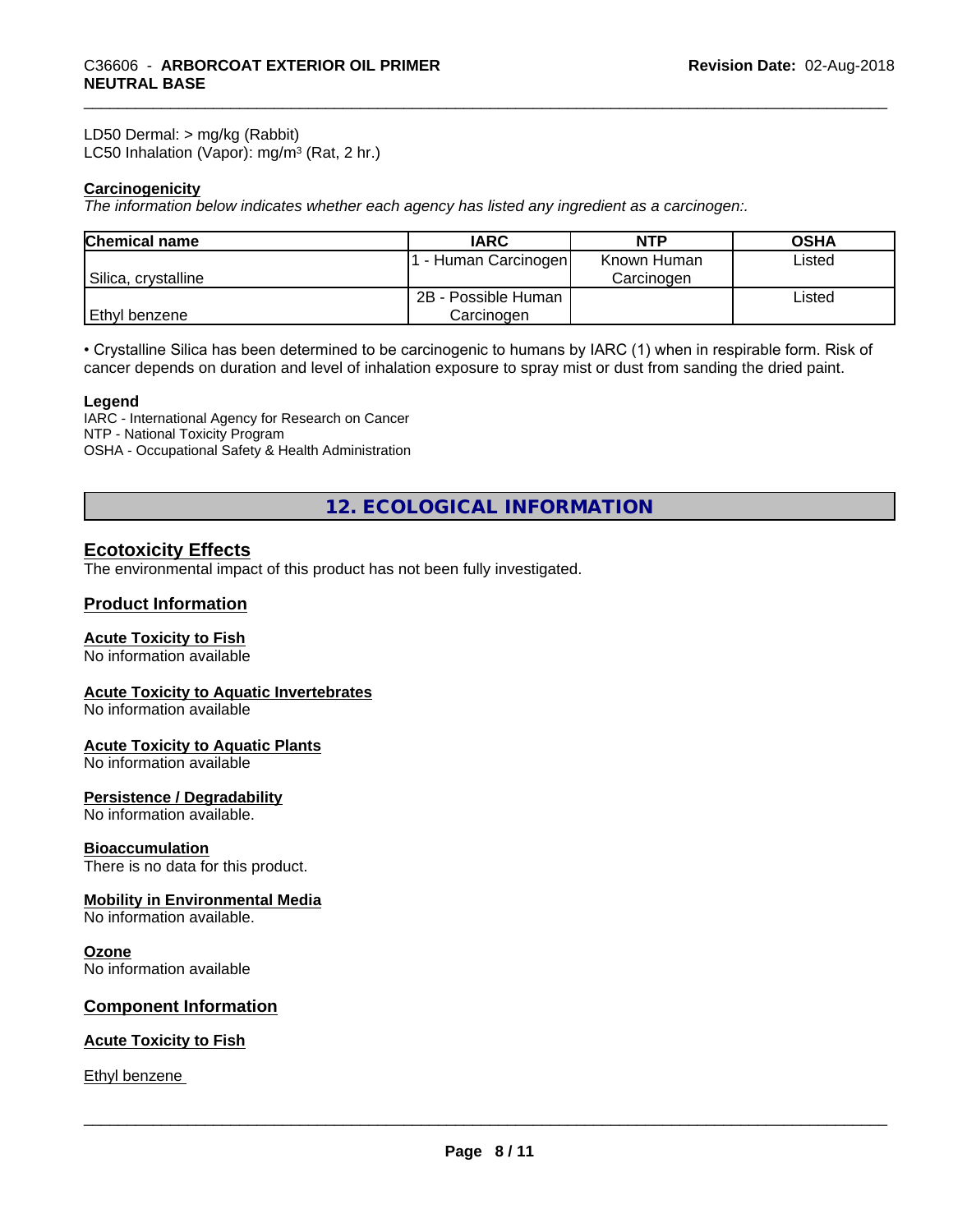LD50 Dermal: > mg/kg (Rabbit)
LC50 Inhalation (Vapor): mg/m³ (Rat, 2 hr.)

**Carcinogenicity**

*The information below indicates whether each agency has listed any ingredient as a carcinogen:.*

| Chemical name | IARC | NTP | OSHA |
|---|---|---|---|
| Silica, crystalline | 1 - Human Carcinogen | Known Human Carcinogen | Listed |
| Ethyl benzene | 2B - Possible Human Carcinogen | | Listed |

• Crystalline Silica has been determined to be carcinogenic to humans by IARC (1) when in respirable form. Risk of cancer depends on duration and level of inhalation exposure to spray mist or dust from sanding the dried paint.

**Legend**

IARC - International Agency for Research on Cancer
NTP - National Toxicity Program
OSHA - Occupational Safety & Health Administration

## 12. ECOLOGICAL INFORMATION

### Ecotoxicity Effects

The environmental impact of this product has not been fully investigated.

### Product Information

**Acute Toxicity to Fish**

No information available

**Acute Toxicity to Aquatic Invertebrates**

No information available

**Acute Toxicity to Aquatic Plants**

No information available

**Persistence / Degradability**

No information available.

**Bioaccumulation**

There is no data for this product.

**Mobility in Environmental Media**

No information available.

**Ozone**

No information available

### Component Information

**Acute Toxicity to Fish**

Ethyl benzene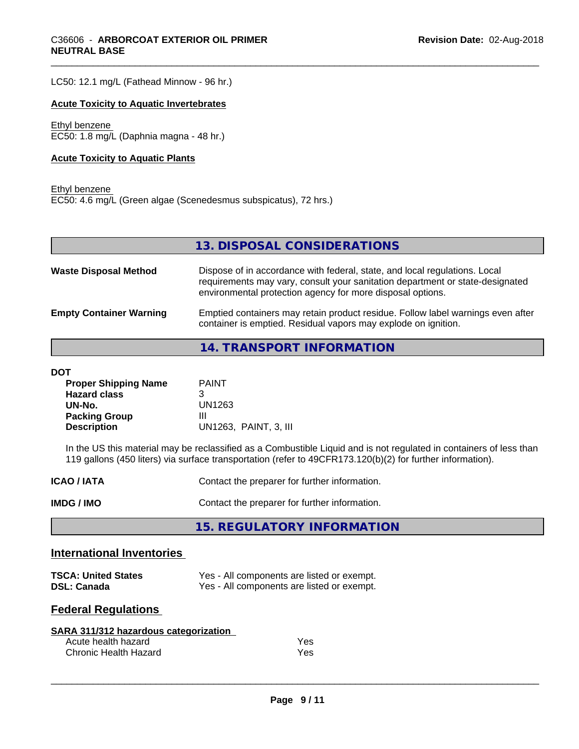LC50: 12.1 mg/L (Fathead Minnow - 96 hr.)

**Acute Toxicity to Aquatic Invertebrates**

Ethyl benzene
EC50: 1.8 mg/L (Daphnia magna - 48 hr.)

**Acute Toxicity to Aquatic Plants**

Ethyl benzene
EC50: 4.6 mg/L (Green algae (Scenedesmus subspicatus), 72 hrs.)

## 13. DISPOSAL CONSIDERATIONS

**Waste Disposal Method** — Dispose of in accordance with federal, state, and local regulations. Local requirements may vary, consult your sanitation department or state-designated environmental protection agency for more disposal options.

**Empty Container Warning** — Emptied containers may retain product residue. Follow label warnings even after container is emptied. Residual vapors may explode on ignition.

## 14. TRANSPORT INFORMATION

**DOT**

| | |
|---|---|
| **Proper Shipping Name** | PAINT |
| **Hazard class** | 3 |
| **UN-No.** | UN1263 |
| **Packing Group** | III |
| **Description** | UN1263, PAINT, 3, III |

In the US this material may be reclassified as a Combustible Liquid and is not regulated in containers of less than 119 gallons (450 liters) via surface transportation (refer to 49CFR173.120(b)(2) for further information).

**ICAO / IATA** — Contact the preparer for further information.

**IMDG / IMO** — Contact the preparer for further information.

## 15. REGULATORY INFORMATION

### International Inventories

| | |
|---|---|
| **TSCA: United States** | Yes - All components are listed or exempt. |
| **DSL: Canada** | Yes - All components are listed or exempt. |

### Federal Regulations

**SARA 311/312 hazardous categorization**

| | |
|---|---|
| Acute health hazard | Yes |
| Chronic Health Hazard | Yes |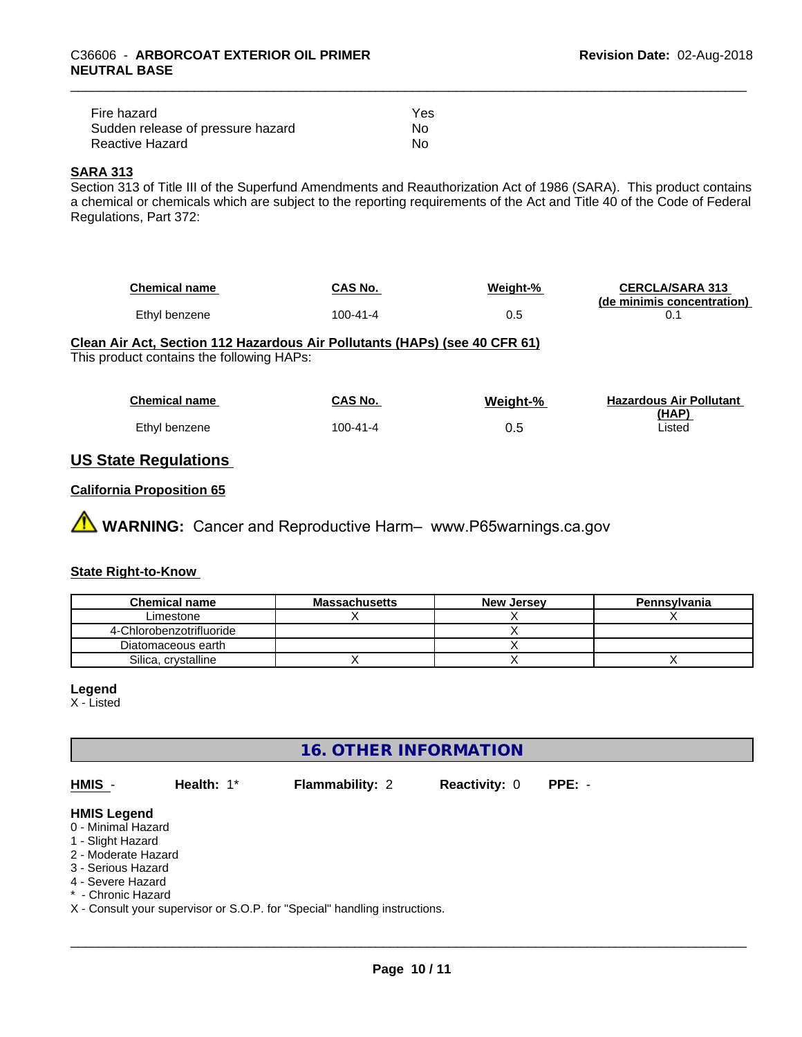| | |
|---|---|
| Fire hazard | Yes |
| Sudden release of pressure hazard | No |
| Reactive Hazard | No |

**SARA 313**

Section 313 of Title III of the Superfund Amendments and Reauthorization Act of 1986 (SARA). This product contains a chemical or chemicals which are subject to the reporting requirements of the Act and Title 40 of the Code of Federal Regulations, Part 372:

| Chemical name | CAS No. | Weight-% | CERCLA/SARA 313 (de minimis concentration) |
|---|---|---|---|
| Ethyl benzene | 100-41-4 | 0.5 | 0.1 |

**Clean Air Act, Section 112 Hazardous Air Pollutants (HAPs) (see 40 CFR 61)**

This product contains the following HAPs:

| Chemical name | CAS No. | Weight-% | Hazardous Air Pollutant (HAP) |
|---|---|---|---|
| Ethyl benzene | 100-41-4 | 0.5 | Listed |

## US State Regulations

**California Proposition 65**

⚠ **WARNING:** Cancer and Reproductive Harm– www.P65warnings.ca.gov

**State Right-to-Know**

| Chemical name | Massachusetts | New Jersey | Pennsylvania |
|---|---|---|---|
| Limestone | X | X | X |
| 4-Chlorobenzotrifluoride | | X | |
| Diatomaceous earth | | X | |
| Silica, crystalline | X | X | X |

**Legend**

X - Listed

## 16. OTHER INFORMATION

**HMIS** - **Health:** 1* **Flammability:** 2 **Reactivity:** 0 **PPE:** -

**HMIS Legend**

0 - Minimal Hazard
1 - Slight Hazard
2 - Moderate Hazard
3 - Serious Hazard
4 - Severe Hazard
* - Chronic Hazard
X - Consult your supervisor or S.O.P. for "Special" handling instructions.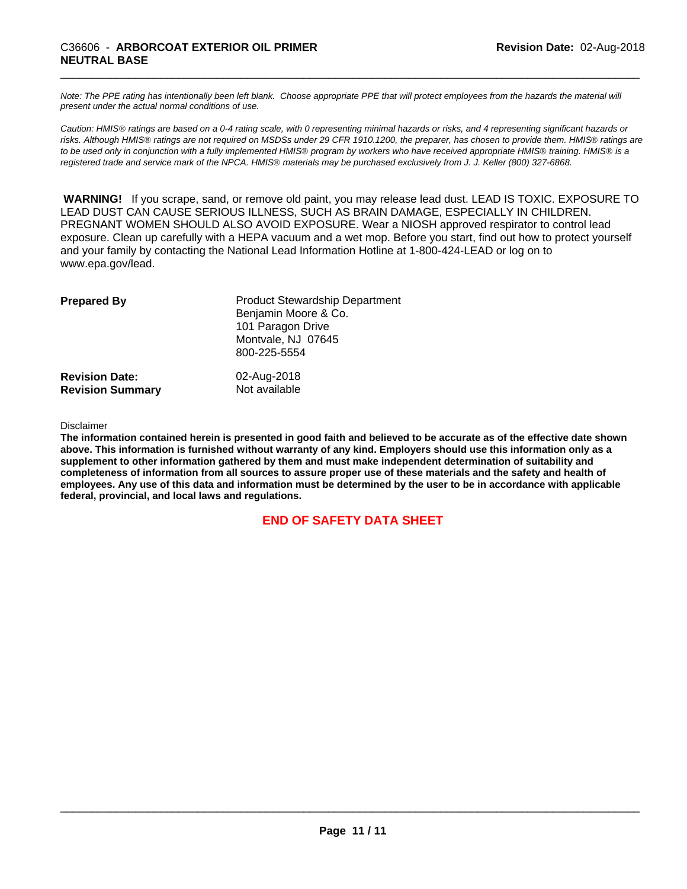*Note: The PPE rating has intentionally been left blank. Choose appropriate PPE that will protect employees from the hazards the material will present under the actual normal conditions of use.*

*Caution: HMIS® ratings are based on a 0-4 rating scale, with 0 representing minimal hazards or risks, and 4 representing significant hazards or risks. Although HMIS® ratings are not required on MSDSs under 29 CFR 1910.1200, the preparer, has chosen to provide them. HMIS® ratings are to be used only in conjunction with a fully implemented HMIS® program by workers who have received appropriate HMIS® training. HMIS® is a registered trade and service mark of the NPCA. HMIS® materials may be purchased exclusively from J. J. Keller (800) 327-6868.*

**WARNING!** If you scrape, sand, or remove old paint, you may release lead dust. LEAD IS TOXIC. EXPOSURE TO LEAD DUST CAN CAUSE SERIOUS ILLNESS, SUCH AS BRAIN DAMAGE, ESPECIALLY IN CHILDREN. PREGNANT WOMEN SHOULD ALSO AVOID EXPOSURE. Wear a NIOSH approved respirator to control lead exposure. Clean up carefully with a HEPA vacuum and a wet mop. Before you start, find out how to protect yourself and your family by contacting the National Lead Information Hotline at 1-800-424-LEAD or log on to www.epa.gov/lead.

| | |
|---|---|
| **Prepared By** | Product Stewardship Department<br>Benjamin Moore & Co.<br>101 Paragon Drive<br>Montvale, NJ 07645<br>800-225-5554 |
| **Revision Date:** | 02-Aug-2018 |
| **Revision Summary** | Not available |

Disclaimer

**The information contained herein is presented in good faith and believed to be accurate as of the effective date shown above. This information is furnished without warranty of any kind. Employers should use this information only as a supplement to other information gathered by them and must make independent determination of suitability and completeness of information from all sources to assure proper use of these materials and the safety and health of employees. Any use of this data and information must be determined by the user to be in accordance with applicable federal, provincial, and local laws and regulations.**

**END OF SAFETY DATA SHEET**